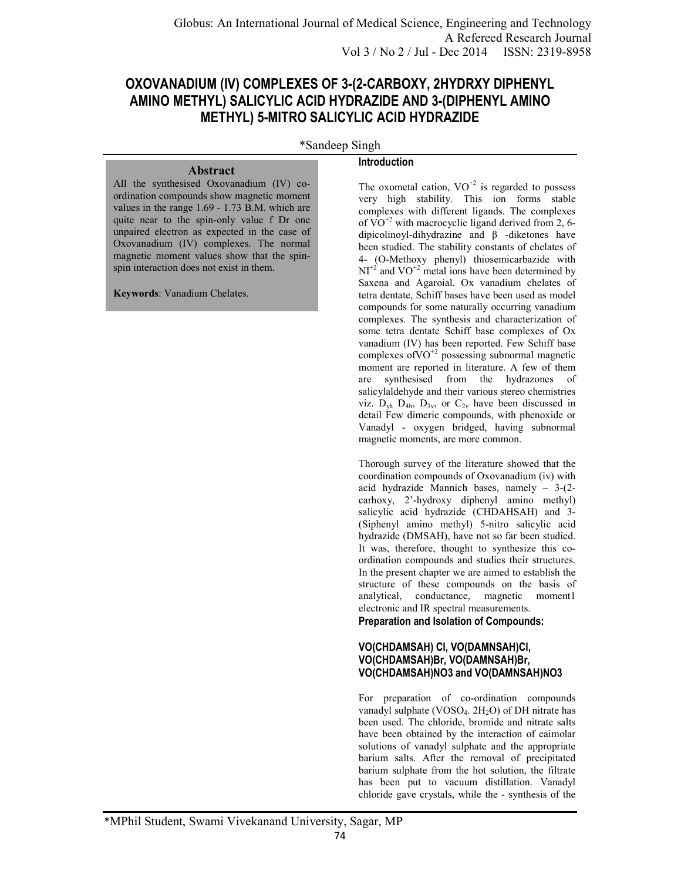# OXOVANADIUM (IV) COMPLEXES OF 3-(2-CARBOXY, 2HYDRXY DIPHENYL AMINO METHYL) SALICYLIC ACID HYDRAZIDE AND 3-(DIPHENYL AMINO METHYL) 5-MITRO SALICYLIC ACID HYDRAZIDE

*Sandeep Singh

\*MPhil Student, Swami Vivekanand University, Sagar, MP

## Abstract

All the synthesised Oxovanadium (IV) co-ordination compounds show magnetic moment values in the range 1.69 - 1.73 B.M. which are quite near to the spin-only value f Dr one unpaired electron as expected in the case of Oxovanadium (IV) complexes. The normal magnetic moment values show that the spin-spin interaction does not exist in them.

**Keywords**: Vanadium Chelates.

## Introduction

The oxometal cation, $VO^{+2}$ is regarded to possess very high stability. This ion forms stable complexes with different ligands. The complexes of $VO^{+2}$ with macrocyclic ligand derived from 2, 6-dipicolinoyl-dihydrazine and β -diketones have been studied. The stability constants of chelates of 4- (O-Methoxy phenyl) thiosemicarbazide with $NI^{+2}$ and $VO^{+2}$ metal ions have been determined by Saxena and Agaroial. Ox vanadium chelates of tetra dentate, Schiff bases have been used as model compounds for some naturally occurring vanadium complexes. The synthesis and characterization of some tetra dentate Schiff base complexes of Ox vanadium (IV) has been reported. Few Schiff base complexes of$VO^{+2}$ possessing subnormal magnetic moment are reported in literature. A few of them are synthesised from the hydrazones of salicylaldehyde and their various stereo chemistries viz. $D_{yh}$ $D_{4h}$, $D_{3v}$, or $C_{2v}$ have been discussed in detail Few dimeric compounds, with phenoxide or Vanadyl - oxygen bridged, having subnormal magnetic moments, are more common.

Thorough survey of the literature showed that the coordination compounds of Oxovanadium (iv) with acid hydrazide Mannich bases, namely – 3-(2-carhoxy, 2'-hydroxy diphenyl amino methyl) salicylic acid hydrazide (CHDAHSAH) and 3-(Siphenyl amino methyl) 5-nitro salicylic acid hydrazide (DMSAH), have not so far been studied. It was, therefore, thought to synthesize this co-ordination compounds and studies their structures. In the present chapter we are aimed to establish the structure of these compounds on the basis of analytical, conductance, magnetic moment1 electronic and IR spectral measurements.

## Preparation and Isolation of Compounds:

### VO(CHDAMSAH) CI, VO(DAMNSAH)Cl, VO(CHDAMSAH)Br, VO(DAMNSAH)Br, VO(CHDAMSAH)NO3 and VO(DAMNSAH)NO3

For preparation of co-ordination compounds vanadyl sulphate ($VOSO_4$. $2H_2O$) of DH nitrate has been used. The chloride, bromide and nitrate salts have been obtained by the interaction of eaimolar solutions of vanadyl sulphate and the appropriate barium salts. After the removal of precipitated barium sulphate from the hot solution, the filtrate has been put to vacuum distillation. Vanadyl chloride gave crystals, while the - synthesis of the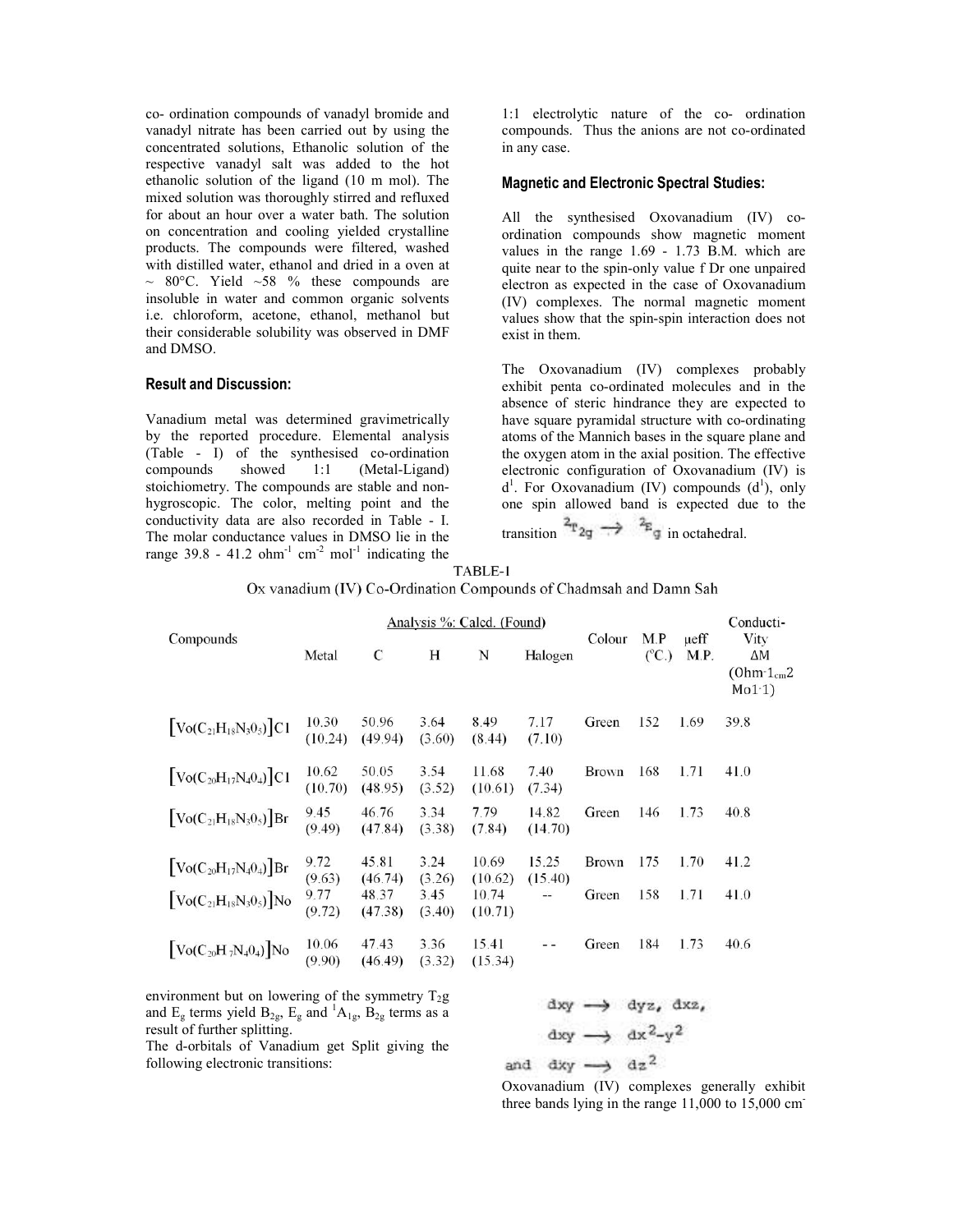co- ordination compounds of vanadyl bromide and vanadyl nitrate has been carried out by using the concentrated solutions, Ethanolic solution of the respective vanadyl salt was added to the hot ethanolic solution of the ligand (10 m mol). The mixed solution was thoroughly stirred and refluxed for about an hour over a water bath. The solution on concentration and cooling yielded crystalline products. The compounds were filtered, washed with distilled water, ethanol and dried in a oven at ~ 80°C. Yield ~58 % these compounds are insoluble in water and common organic solvents i.e. chloroform, acetone, ethanol, methanol but their considerable solubility was observed in DMF and DMSO.

### Result and Discussion:

Vanadium metal was determined gravimetrically by the reported procedure. Elemental analysis (Table - I) of the synthesised co-ordination compounds showed 1:1 (Metal-Ligand) stoichiometry. The compounds are stable and non-hygroscopic. The color, melting point and the conductivity data are also recorded in Table - I. The molar conductance values in DMSO lie in the range 39.8 - 41.2 ohm$^{-1}$ cm$^{-2}$ mol$^{-1}$ indicating the 1:1 electrolytic nature of the co- ordination compounds. Thus the anions are not co-ordinated in any case.

### Magnetic and Electronic Spectral Studies:

All the synthesised Oxovanadium (IV) co-ordination compounds show magnetic moment values in the range 1.69 - 1.73 B.M. which are quite near to the spin-only value f Dr one unpaired electron as expected in the case of Oxovanadium (IV) complexes. The normal magnetic moment values show that the spin-spin interaction does not exist in them.

The Oxovanadium (IV) complexes probably exhibit penta co-ordinated molecules and in the absence of steric hindrance they are expected to have square pyramidal structure with co-ordinating atoms of the Mannich bases in the square plane and the oxygen atom in the axial position. The effective electronic configuration of Oxovanadium (IV) is d$^1$. For Oxovanadium (IV) compounds (d$^1$), only one spin allowed band is expected due to the transition $^2T_{2g} \rightarrow {}^2E_g$ in octahedral.

TABLE-I

Ox vanadium (IV) Co-Ordination Compounds of Chadmsah and Damn Sah

| Compounds | Analysis %: Calcd. (Found) | | | | | Colour | M.P (°C.) | μeff M.P. | Conductivity ΔM (Ohm-1cm2 Mo1-1) |
|---|---|---|---|---|---|---|---|---|---|
| | Metal | C | H | N | Halogen | | | | |
| $[Vo(C_{21}H_{18}N_3O_5)]Cl$ | 10.30 (10.24) | 50.96 (49.94) | 3.64 (3.60) | 8.49 (8.44) | 7.17 (7.10) | Green | 152 | 1.69 | 39.8 |
| $[Vo(C_{20}H_{17}N_4O_4)]Cl$ | 10.62 (10.70) | 50.05 (48.95) | 3.54 (3.52) | 11.68 (10.61) | 7.40 (7.34) | Brown | 168 | 1.71 | 41.0 |
| $[Vo(C_{21}H_{18}N_3O_5)]Br$ | 9.45 (9.49) | 46.76 (47.84) | 3.34 (3.38) | 7.79 (7.84) | 14.82 (14.70) | Green | 146 | 1.73 | 40.8 |
| $[Vo(C_{20}H_{17}N_4O_4)]Br$ | 9.72 (9.63) | 45.81 (46.74) | 3.24 (3.26) | 10.69 (10.62) | 15.25 (15.40) | Brown | 175 | 1.70 | 41.2 |
| $[Vo(C_{21}H_{18}N_3O_5)]No$ | 9.77 (9.72) | 48.37 (47.38) | 3.45 (3.40) | 10.74 (10.71) | -- | Green | 158 | 1.71 | 41.0 |
| $[Vo(C_{20}H_7N_4O_4)]No$ | 10.06 (9.90) | 47.43 (46.49) | 3.36 (3.32) | 15.41 (15.34) | - - | Green | 184 | 1.73 | 40.6 |

environment but on lowering of the symmetry $T_2g$ and $E_g$ terms yield $B_{2g}$, $E_g$ and $^1A_{1g}$, $B_{2g}$ terms as a result of further splitting.

The d-orbitals of Vanadium get Split giving the following electronic transitions:

$$dxy \rightarrow dyz,\ dxz,$$

$$dxy \rightarrow dx^2\text{-}y^2$$

and $dxy \rightarrow dz^2$

Oxovanadium (IV) complexes generally exhibit three bands lying in the range 11,000 to 15,000 cm$^-$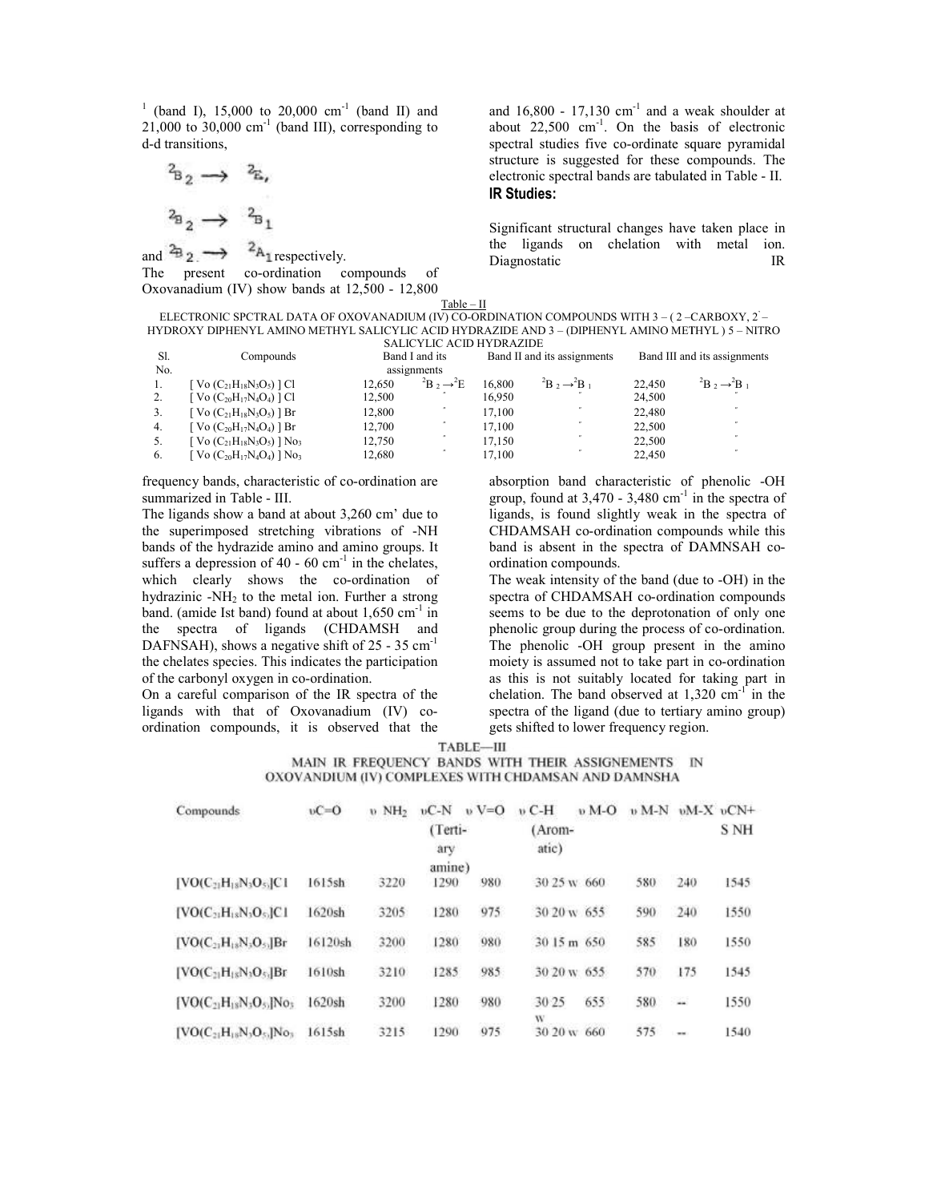[1] (band I), 15,000 to 20,000 $cm^{-1}$ (band II) and 21,000 to 30,000 $cm^{-1}$ (band III), corresponding to d-d transitions,

$^{2}B_{2} \rightarrow {}^{2}E,$

$^{2}B_{2} \rightarrow {}^{2}B_{1}$

and $^{2}B_{2} \rightarrow {}^{2}A_{1}$ respectively.

The present co-ordination compounds of Oxovanadium (IV) show bands at 12,500 - 12,800 and 16,800 - 17,130 $cm^{-1}$ and a weak shoulder at about 22,500 $cm^{-1}$. On the basis of electronic spectral studies five co-ordinate square pyramidal structure is suggested for these compounds. The electronic spectral bands are tabulated in Table - II.

### IR Studies:

Significant structural changes have taken place in the ligands on chelation with metal ion. Diagnostatic IR frequency bands, characteristic of co-ordination are summarized in Table - III.

Table – II

ELECTRONIC SPCTRAL DATA OF OXOVANADIUM (IV) CO-ORDINATION COMPOUNDS WITH 3 – ( 2 –CARBOXY, 2' – HYDROXY DIPHENYL AMINO METHYL SALICYLIC ACID HYDRAZIDE AND 3 – (DIPHENYL AMINO METHYL ) 5 – NITRO SALICYLIC ACID HYDRAZIDE

| Sl. No. | Compounds | Band I and its assignments | | Band II and its assignments | | Band III and its assignments | |
|---|---|---|---|---|---|---|---|
| 1. | [ Vo ($C_{21}H_{18}N_3O_5$) ] Cl | 12,650 | $^{2}B_{2} \rightarrow {}^{2}E$ | 16,800 | $^{2}B_{2} \rightarrow {}^{2}B_{1}$ | 22,450 | $^{2}B_{2} \rightarrow {}^{2}B_{1}$ |
| 2. | [ Vo ($C_{20}H_{17}N_4O_4$) ] Cl | 12,500 | " | 16,950 | " | 24,500 | " |
| 3. | [ Vo ($C_{21}H_{18}N_3O_5$) ] Br | 12,800 | " | 17,100 | " | 22,480 | " |
| 4. | [ Vo ($C_{20}H_{17}N_4O_4$) ] Br | 12,700 | " | 17,100 | " | 22,500 | " |
| 5. | [ Vo ($C_{21}H_{18}N_3O_5$) ] $No_3$ | 12,750 | " | 17,150 | " | 22,500 | " |
| 6. | [ Vo ($C_{20}H_{17}N_4O_4$) ] $No_3$ | 12,680 | " | 17,100 | " | 22,450 | " |

The ligands show a band at about 3,260 cm' due to the superimposed stretching vibrations of -NH bands of the hydrazide amino and amino groups. It suffers a depression of 40 - 60 $cm^{-1}$ in the chelates, which clearly shows the co-ordination of hydrazinic $-NH_2$ to the metal ion. Further a strong band. (amide Ist band) found at about 1,650 $cm^{-1}$ in the spectra of ligands (CHDAMSH and DAFNSAH), shows a negative shift of 25 - 35 $cm^{-1}$ the chelates species. This indicates the participation of the carbonyl oxygen in co-ordination.

On a careful comparison of the IR spectra of the ligands with that of Oxovanadium (IV) co-ordination compounds, it is observed that the absorption band characteristic of phenolic -OH group, found at 3,470 - 3,480 $cm^{-1}$ in the spectra of ligands, is found slightly weak in the spectra of CHDAMSAH co-ordination compounds while this band is absent in the spectra of DAMNSAH co-ordination compounds.

The weak intensity of the band (due to -OH) in the spectra of CHDAMSAH co-ordination compounds seems to be due to the deprotonation of only one phenolic group during the process of co-ordination. The phenolic -OH group present in the amino moiety is assumed not to take part in co-ordination as this is not suitably located for taking part in chelation. The band observed at 1,320 $cm^{-1}$ in the spectra of the ligand (due to tertiary amino group) gets shifted to lower frequency region.

TABLE—III

MAIN IR FREQUENCY BANDS WITH THEIR ASSIGENEMENTS IN OXOVANDIUM (IV) COMPLEXES WITH CHDAMSAN AND DAMNSHA

| Compounds | υC=O | υ $NH_2$ | υC-N (Tertiary amine) | υ V=O | υ C-H (Aromatic) | υ M-O | υ M-N | υM-X | υCN+ S NH |
|---|---|---|---|---|---|---|---|---|---|
| [VO($C_{21}H_{18}N_3O_5$)]Cl | 1615sh | 3220 | 1290 | 980 | 30 25 w | 660 | 580 | 240 | 1545 |
| [VO($C_{21}H_{18}N_3O_5$)]Cl | 1620sh | 3205 | 1280 | 975 | 30 20 w | 655 | 590 | 240 | 1550 |
| [VO($C_{21}H_{18}N_3O_5$)]Br | 16120sh | 3200 | 1280 | 980 | 30 15 m | 650 | 585 | 180 | 1550 |
| [VO($C_{21}H_{18}N_3O_5$)]Br | 1610sh | 3210 | 1285 | 985 | 30 20 w | 655 | 570 | 175 | 1545 |
| [VO($C_{21}H_{18}N_3O_5$)]$No_3$ | 1620sh | 3200 | 1280 | 980 | 30 25 w | 655 | 580 | -- | 1550 |
| [VO($C_{21}H_{18}N_3O_5$)]$No_3$ | 1615sh | 3215 | 1290 | 975 | 30 20 w | 660 | 575 | -- | 1540 |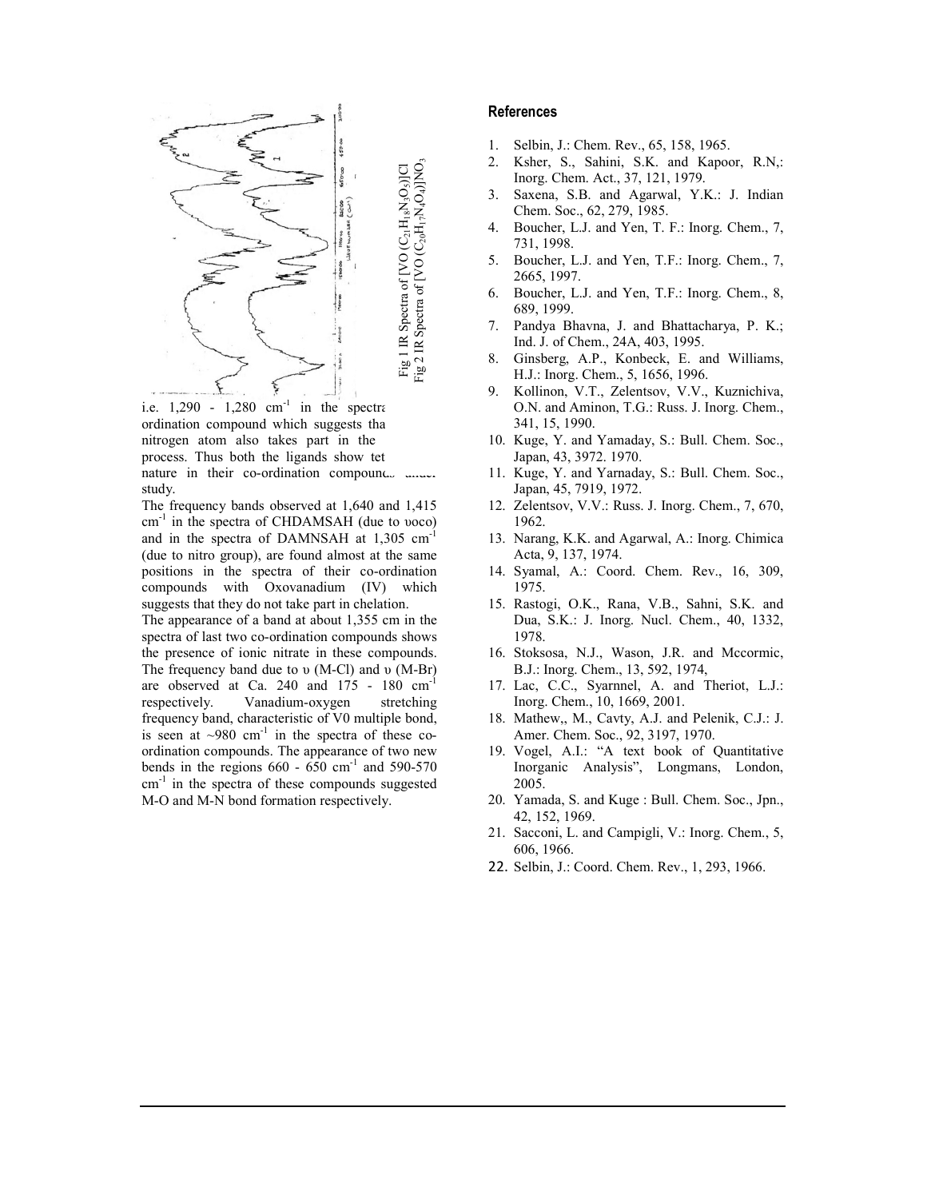Fig 1 IR Spectra of [VO ($C_{21}H_{18}N_3O_5$)]Cl
Fig 2 IR Spectra of [VO ($C_{20}H_{17}N_4O_6$)]$NO_3$

i.e. 1,290 - 1,280 $cm^{-1}$ in the spectra ordination compound which suggests tha nitrogen atom also takes part in the process. Thus both the ligands show tet nature in their co-ordination compounds under study.

The frequency bands observed at 1,640 and 1,415 $cm^{-1}$ in the spectra of CHDAMSAH (due to υoco) and in the spectra of DAMNSAH at 1,305 $cm^{-1}$ (due to nitro group), are found almost at the same positions in the spectra of their co-ordination compounds with Oxovanadium (IV) which suggests that they do not take part in chelation.

The appearance of a band at about 1,355 cm in the spectra of last two co-ordination compounds shows the presence of ionic nitrate in these compounds. The frequency band due to υ (M-Cl) and υ (M-Br) are observed at Ca. 240 and 175 - 180 $cm^{-1}$ respectively. Vanadium-oxygen stretching frequency band, characteristic of V0 multiple bond, is seen at ~980 $cm^{-1}$ in the spectra of these co-ordination compounds. The appearance of two new bends in the regions 660 - 650 $cm^{-1}$ and 590-570 $cm^{-1}$ in the spectra of these compounds suggested M-O and M-N bond formation respectively.

## References

1. Selbin, J.: Chem. Rev., 65, 158, 1965.
2. Ksher, S., Sahini, S.K. and Kapoor, R.N,: Inorg. Chem. Act., 37, 121, 1979.
3. Saxena, S.B. and Agarwal, Y.K.: J. Indian Chem. Soc., 62, 279, 1985.
4. Boucher, L.J. and Yen, T. F.: Inorg. Chem., 7, 731, 1998.
5. Boucher, L.J. and Yen, T.F.: Inorg. Chem., 7, 2665, 1997.
6. Boucher, L.J. and Yen, T.F.: Inorg. Chem., 8, 689, 1999.
7. Pandya Bhavna, J. and Bhattacharya, P. K.; Ind. J. of Chem., 24A, 403, 1995.
8. Ginsberg, A.P., Konbeck, E. and Williams, H.J.: Inorg. Chem., 5, 1656, 1996.
9. Kollinon, V.T., Zelentsov, V.V., Kuznichiva, O.N. and Aminon, T.G.: Russ. J. Inorg. Chem., 341, 15, 1990.
10. Kuge, Y. and Yamaday, S.: Bull. Chem. Soc., Japan, 43, 3972. 1970.
11. Kuge, Y. and Yarnaday, S.: Bull. Chem. Soc., Japan, 45, 7919, 1972.
12. Zelentsov, V.V.: Russ. J. Inorg. Chem., 7, 670, 1962.
13. Narang, K.K. and Agarwal, A.: Inorg. Chimica Acta, 9, 137, 1974.
14. Syamal, A.: Coord. Chem. Rev., 16, 309, 1975.
15. Rastogi, O.K., Rana, V.B., Sahni, S.K. and Dua, S.K.: J. Inorg. Nucl. Chem., 40, 1332, 1978.
16. Stoksosa, N.J., Wason, J.R. and Mccormic, B.J.: Inorg. Chem., 13, 592, 1974,
17. Lac, C.C., Syarnnel, A. and Theriot, L.J.: Inorg. Chem., 10, 1669, 2001.
18. Mathew,, M., Cavty, A.J. and Pelenik, C.J.: J. Amer. Chem. Soc., 92, 3197, 1970.
19. Vogel, A.I.: "A text book of Quantitative Inorganic Analysis", Longmans, London, 2005.
20. Yamada, S. and Kuge : Bull. Chem. Soc., Jpn., 42, 152, 1969.
21. Sacconi, L. and Campigli, V.: Inorg. Chem., 5, 606, 1966.
22. Selbin, J.: Coord. Chem. Rev., 1, 293, 1966.